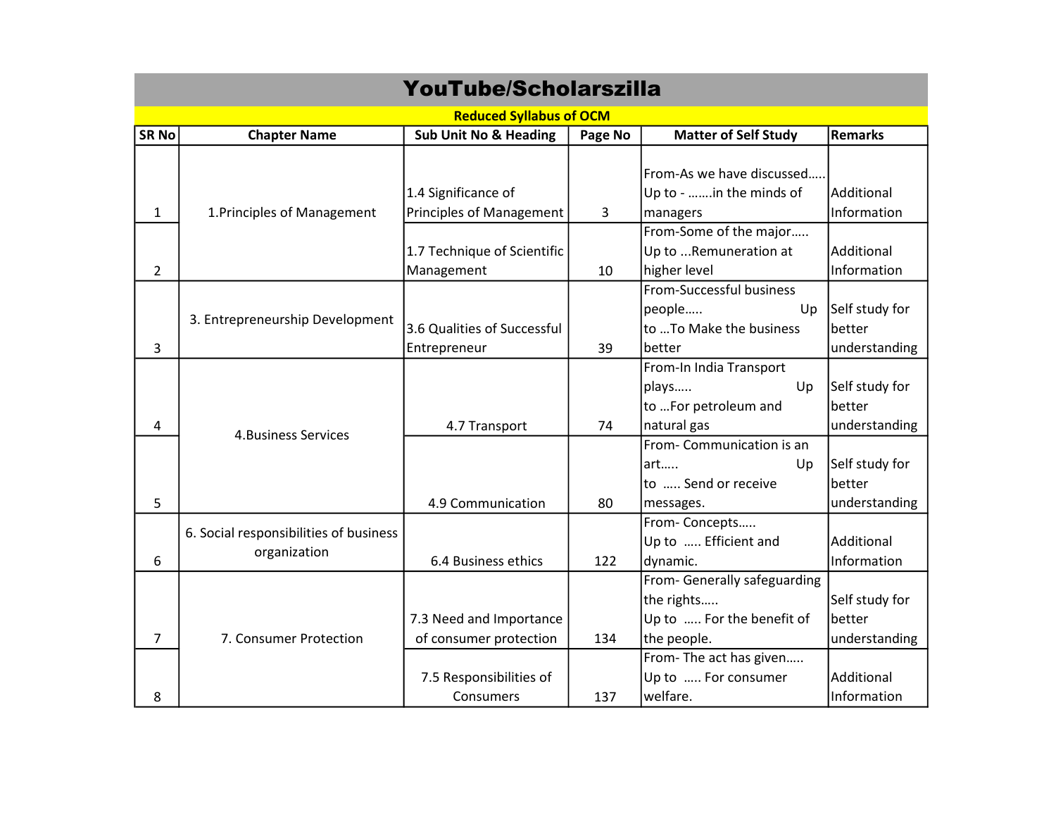# YouTube/Scholarszilla

## Reduced Syllabus of OCM

| SR No | Chapter Name | Sub Unit No & Heading | Page No | Matter of Self Study | Remarks |
|---|---|---|---|---|---|
| 1 | 1.Principles of Management | 1.4 Significance of Principles of Management | 3 | From-As we have discussed..... Up to - .......in the minds of managers | Additional Information |
| 2 | | 1.7 Technique of Scientific Management | 10 | From-Some of the major..... Up to ...Remuneration at higher level | Additional Information |
| 3 | 3. Entrepreneurship Development | 3.6 Qualities of Successful Entrepreneur | 39 | From-Successful business people..... Up to ...To Make the business better | Self study for better understanding |
| 4 | 4.Business Services | 4.7 Transport | 74 | From-In India Transport plays..... Up to ...For petroleum and natural gas | Self study for better understanding |
| 5 | | 4.9 Communication | 80 | From- Communication is an art..... Up to ..... Send or receive messages. | Self study for better understanding |
| 6 | 6. Social responsibilities of business organization | 6.4 Business ethics | 122 | From- Concepts..... Up to ..... Efficient and dynamic. | Additional Information |
| 7 | 7. Consumer Protection | 7.3 Need and Importance of consumer protection | 134 | From- Generally safeguarding the rights..... Up to ..... For the benefit of the people. | Self study for better understanding |
| 8 | | 7.5 Responsibilities of Consumers | 137 | From- The act has given..... Up to ..... For consumer welfare. | Additional Information |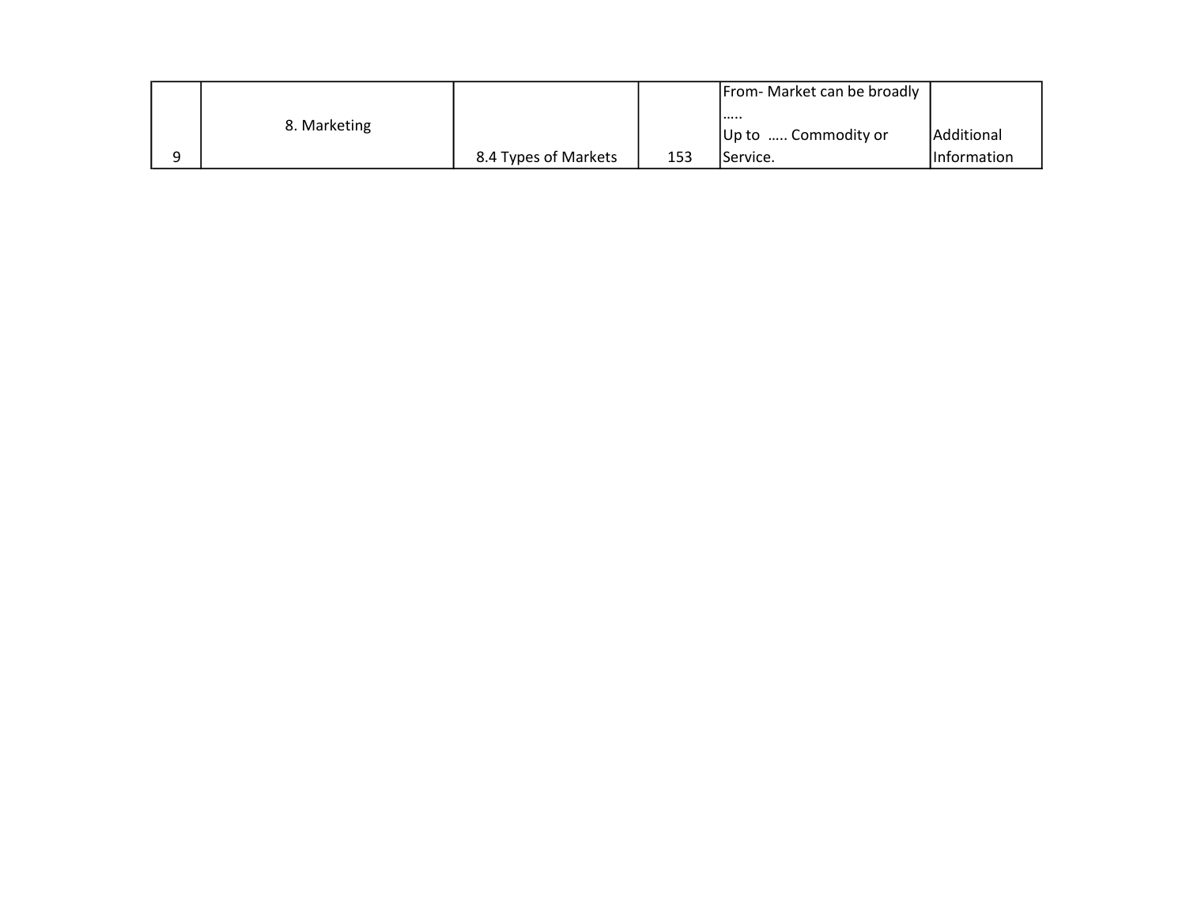| | | | | | |
|---|---|---|---|---|---|
| 9 | 8. Marketing | 8.4 Types of Markets | 153 | From- Market can be broadly …..<br>Up to ….. Commodity or Service. | Additional Information |